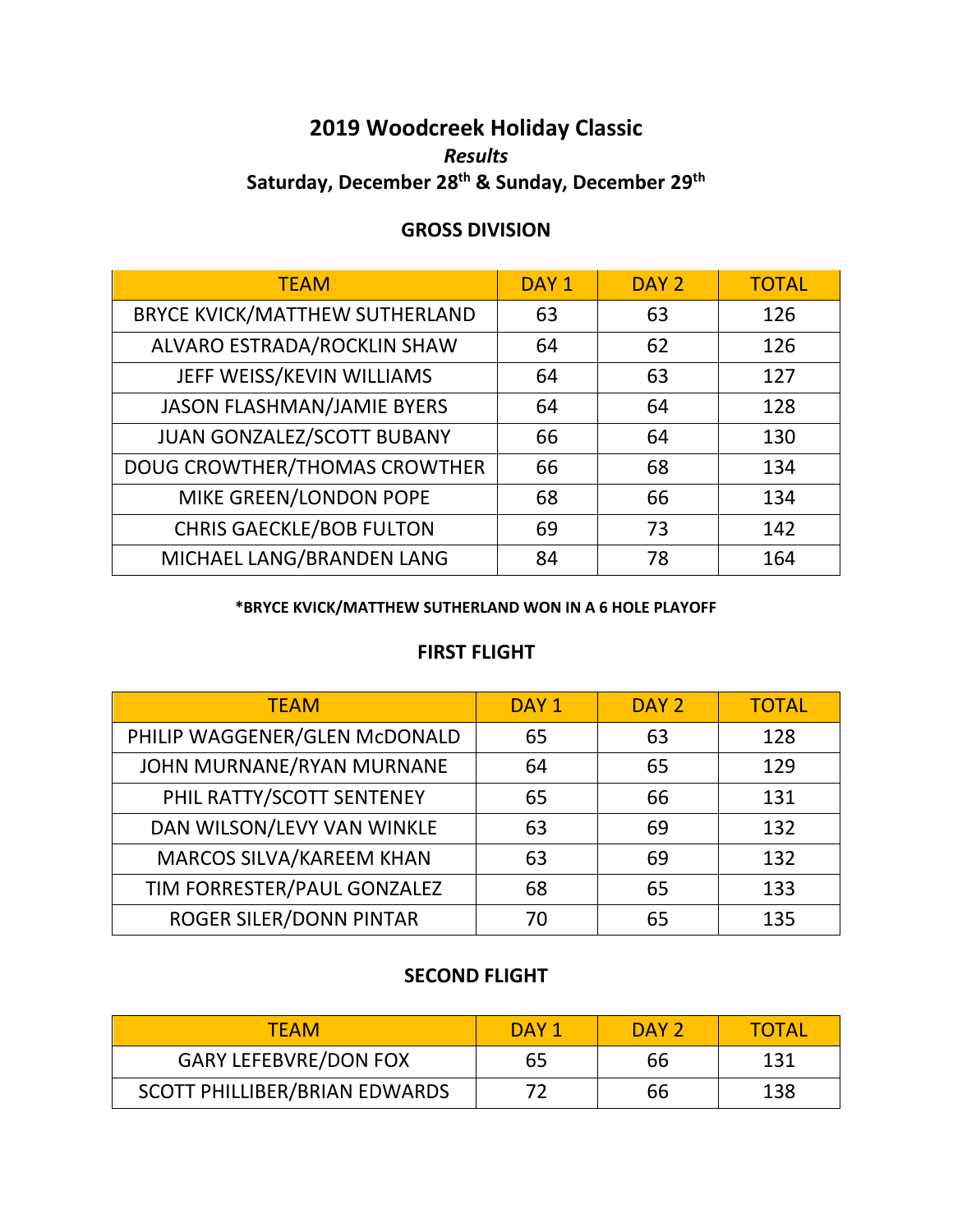# 2019 Woodcreek Holiday Classic

***Results***

**Saturday, December 28th & Sunday, December 29th**

## GROSS DIVISION

| TEAM | DAY 1 | DAY 2 | TOTAL |
|---|---|---|---|
| BRYCE KVICK/MATTHEW SUTHERLAND | 63 | 63 | 126 |
| ALVARO ESTRADA/ROCKLIN SHAW | 64 | 62 | 126 |
| JEFF WEISS/KEVIN WILLIAMS | 64 | 63 | 127 |
| JASON FLASHMAN/JAMIE BYERS | 64 | 64 | 128 |
| JUAN GONZALEZ/SCOTT BUBANY | 66 | 64 | 130 |
| DOUG CROWTHER/THOMAS CROWTHER | 66 | 68 | 134 |
| MIKE GREEN/LONDON POPE | 68 | 66 | 134 |
| CHRIS GAECKLE/BOB FULTON | 69 | 73 | 142 |
| MICHAEL LANG/BRANDEN LANG | 84 | 78 | 164 |

**\*BRYCE KVICK/MATTHEW SUTHERLAND WON IN A 6 HOLE PLAYOFF**

## FIRST FLIGHT

| TEAM | DAY 1 | DAY 2 | TOTAL |
|---|---|---|---|
| PHILIP WAGGENER/GLEN McDONALD | 65 | 63 | 128 |
| JOHN MURNANE/RYAN MURNANE | 64 | 65 | 129 |
| PHIL RATTY/SCOTT SENTENEY | 65 | 66 | 131 |
| DAN WILSON/LEVY VAN WINKLE | 63 | 69 | 132 |
| MARCOS SILVA/KAREEM KHAN | 63 | 69 | 132 |
| TIM FORRESTER/PAUL GONZALEZ | 68 | 65 | 133 |
| ROGER SILER/DONN PINTAR | 70 | 65 | 135 |

## SECOND FLIGHT

| TEAM | DAY 1 | DAY 2 | TOTAL |
|---|---|---|---|
| GARY LEFEBVRE/DON FOX | 65 | 66 | 131 |
| SCOTT PHILLIBER/BRIAN EDWARDS | 72 | 66 | 138 |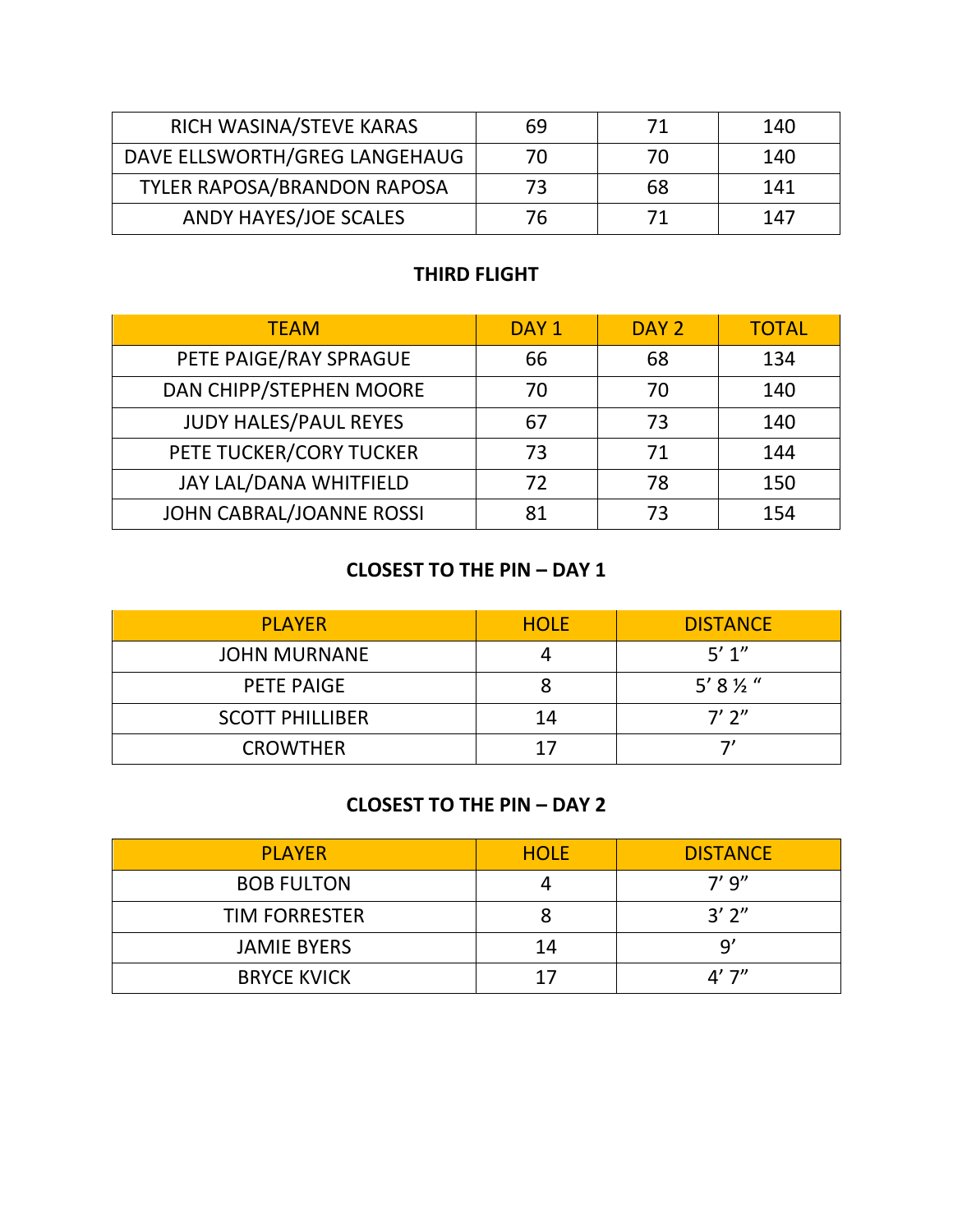| | | | |
|---|---|---|---|
| RICH WASINA/STEVE KARAS | 69 | 71 | 140 |
| DAVE ELLSWORTH/GREG LANGEHAUG | 70 | 70 | 140 |
| TYLER RAPOSA/BRANDON RAPOSA | 73 | 68 | 141 |
| ANDY HAYES/JOE SCALES | 76 | 71 | 147 |

## THIRD FLIGHT

| TEAM | DAY 1 | DAY 2 | TOTAL |
|---|---|---|---|
| PETE PAIGE/RAY SPRAGUE | 66 | 68 | 134 |
| DAN CHIPP/STEPHEN MOORE | 70 | 70 | 140 |
| JUDY HALES/PAUL REYES | 67 | 73 | 140 |
| PETE TUCKER/CORY TUCKER | 73 | 71 | 144 |
| JAY LAL/DANA WHITFIELD | 72 | 78 | 150 |
| JOHN CABRAL/JOANNE ROSSI | 81 | 73 | 154 |

## CLOSEST TO THE PIN – DAY 1

| PLAYER | HOLE | DISTANCE |
|---|---|---|
| JOHN MURNANE | 4 | 5' 1" |
| PETE PAIGE | 8 | 5' 8 ½ " |
| SCOTT PHILLIBER | 14 | 7' 2" |
| CROWTHER | 17 | 7' |

## CLOSEST TO THE PIN – DAY 2

| PLAYER | HOLE | DISTANCE |
|---|---|---|
| BOB FULTON | 4 | 7' 9" |
| TIM FORRESTER | 8 | 3' 2" |
| JAMIE BYERS | 14 | 9' |
| BRYCE KVICK | 17 | 4' 7" |